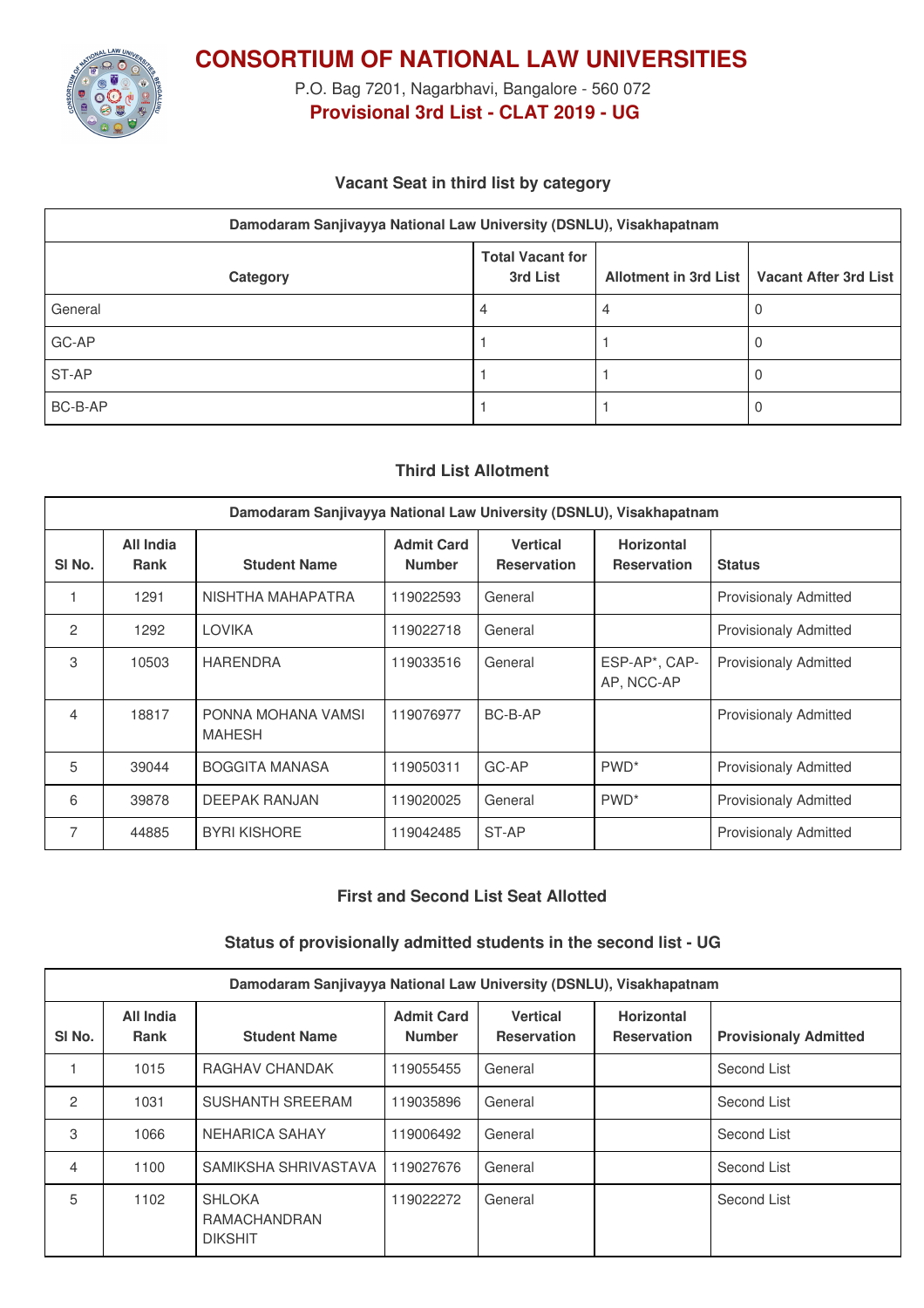# CONSORTIUM OF NATIONAL LAW UNIVERSITIES

P.O. Bag 7201, Nagarbhavi, Bangalore - 560 072

**Provisional 3rd List - CLAT 2019 - UG**

### Vacant Seat in third list by category

| Damodaram Sanjivayya National Law University (DSNLU), Visakhapatnam | | | |
|---|---|---|---|
| Category | Total Vacant for 3rd List | Allotment in 3rd List | Vacant After 3rd List |
| General | 4 | 4 | 0 |
| GC-AP | 1 | 1 | 0 |
| ST-AP | 1 | 1 | 0 |
| BC-B-AP | 1 | 1 | 0 |

### Third List Allotment

| Damodaram Sanjivayya National Law University (DSNLU), Visakhapatnam | | | | | | |
|---|---|---|---|---|---|---|
| Sl No. | All India Rank | Student Name | Admit Card Number | Vertical Reservation | Horizontal Reservation | Status |
| 1 | 1291 | NISHTHA MAHAPATRA | 119022593 | General | | Provisionaly Admitted |
| 2 | 1292 | LOVIKA | 119022718 | General | | Provisionaly Admitted |
| 3 | 10503 | HARENDRA | 119033516 | General | ESP-AP*, CAP-AP, NCC-AP | Provisionaly Admitted |
| 4 | 18817 | PONNA MOHANA VAMSI MAHESH | 119076977 | BC-B-AP | | Provisionaly Admitted |
| 5 | 39044 | BOGGITA MANASA | 119050311 | GC-AP | PWD* | Provisionaly Admitted |
| 6 | 39878 | DEEPAK RANJAN | 119020025 | General | PWD* | Provisionaly Admitted |
| 7 | 44885 | BYRI KISHORE | 119042485 | ST-AP | | Provisionaly Admitted |

### First and Second List Seat Allotted

### Status of provisionally admitted students in the second list - UG

| Damodaram Sanjivayya National Law University (DSNLU), Visakhapatnam | | | | | | |
|---|---|---|---|---|---|---|
| Sl No. | All India Rank | Student Name | Admit Card Number | Vertical Reservation | Horizontal Reservation | Provisionaly Admitted |
| 1 | 1015 | RAGHAV CHANDAK | 119055455 | General | | Second List |
| 2 | 1031 | SUSHANTH SREERAM | 119035896 | General | | Second List |
| 3 | 1066 | NEHARICA SAHAY | 119006492 | General | | Second List |
| 4 | 1100 | SAMIKSHA SHRIVASTAVA | 119027676 | General | | Second List |
| 5 | 1102 | SHLOKA RAMACHANDRAN DIKSHIT | 119022272 | General | | Second List |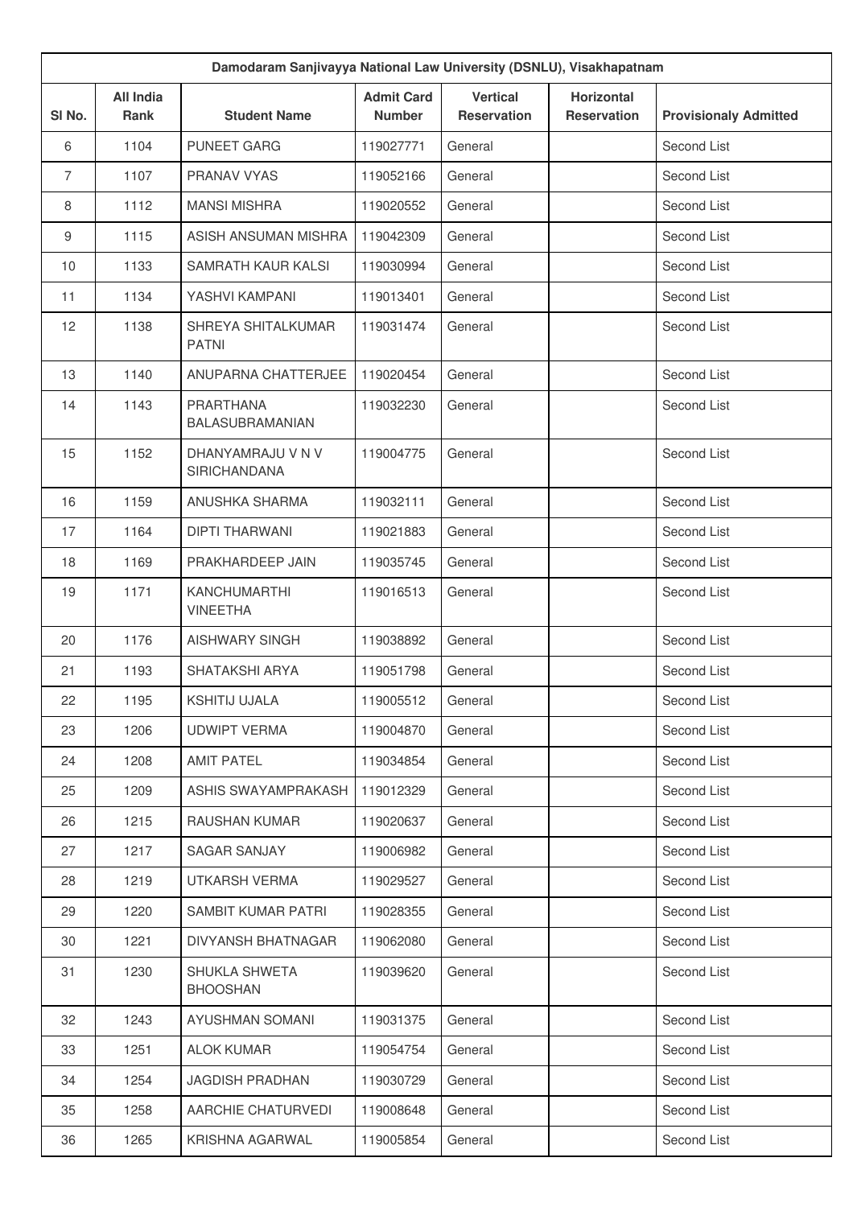| Damodaram Sanjivayya National Law University (DSNLU), Visakhapatnam | | | | | | |
|---|---|---|---|---|---|---|
| Sl No. | All India Rank | Student Name | Admit Card Number | Vertical Reservation | Horizontal Reservation | Provisionaly Admitted |
| 6 | 1104 | PUNEET GARG | 119027771 | General | | Second List |
| 7 | 1107 | PRANAV VYAS | 119052166 | General | | Second List |
| 8 | 1112 | MANSI MISHRA | 119020552 | General | | Second List |
| 9 | 1115 | ASISH ANSUMAN MISHRA | 119042309 | General | | Second List |
| 10 | 1133 | SAMRATH KAUR KALSI | 119030994 | General | | Second List |
| 11 | 1134 | YASHVI KAMPANI | 119013401 | General | | Second List |
| 12 | 1138 | SHREYA SHITALKUMAR PATNI | 119031474 | General | | Second List |
| 13 | 1140 | ANUPARNA CHATTERJEE | 119020454 | General | | Second List |
| 14 | 1143 | PRARTHANA BALASUBRAMANIAN | 119032230 | General | | Second List |
| 15 | 1152 | DHANYAMRAJU V N V SIRICHANDANA | 119004775 | General | | Second List |
| 16 | 1159 | ANUSHKA SHARMA | 119032111 | General | | Second List |
| 17 | 1164 | DIPTI THARWANI | 119021883 | General | | Second List |
| 18 | 1169 | PRAKHARDEEP JAIN | 119035745 | General | | Second List |
| 19 | 1171 | KANCHUMARTHI VINEETHA | 119016513 | General | | Second List |
| 20 | 1176 | AISHWARY SINGH | 119038892 | General | | Second List |
| 21 | 1193 | SHATAKSHI ARYA | 119051798 | General | | Second List |
| 22 | 1195 | KSHITIJ UJALA | 119005512 | General | | Second List |
| 23 | 1206 | UDWIPT VERMA | 119004870 | General | | Second List |
| 24 | 1208 | AMIT PATEL | 119034854 | General | | Second List |
| 25 | 1209 | ASHIS SWAYAMPRAKASH | 119012329 | General | | Second List |
| 26 | 1215 | RAUSHAN KUMAR | 119020637 | General | | Second List |
| 27 | 1217 | SAGAR SANJAY | 119006982 | General | | Second List |
| 28 | 1219 | UTKARSH VERMA | 119029527 | General | | Second List |
| 29 | 1220 | SAMBIT KUMAR PATRI | 119028355 | General | | Second List |
| 30 | 1221 | DIVYANSH BHATNAGAR | 119062080 | General | | Second List |
| 31 | 1230 | SHUKLA SHWETA BHOOSHAN | 119039620 | General | | Second List |
| 32 | 1243 | AYUSHMAN SOMANI | 119031375 | General | | Second List |
| 33 | 1251 | ALOK KUMAR | 119054754 | General | | Second List |
| 34 | 1254 | JAGDISH PRADHAN | 119030729 | General | | Second List |
| 35 | 1258 | AARCHIE CHATURVEDI | 119008648 | General | | Second List |
| 36 | 1265 | KRISHNA AGARWAL | 119005854 | General | | Second List |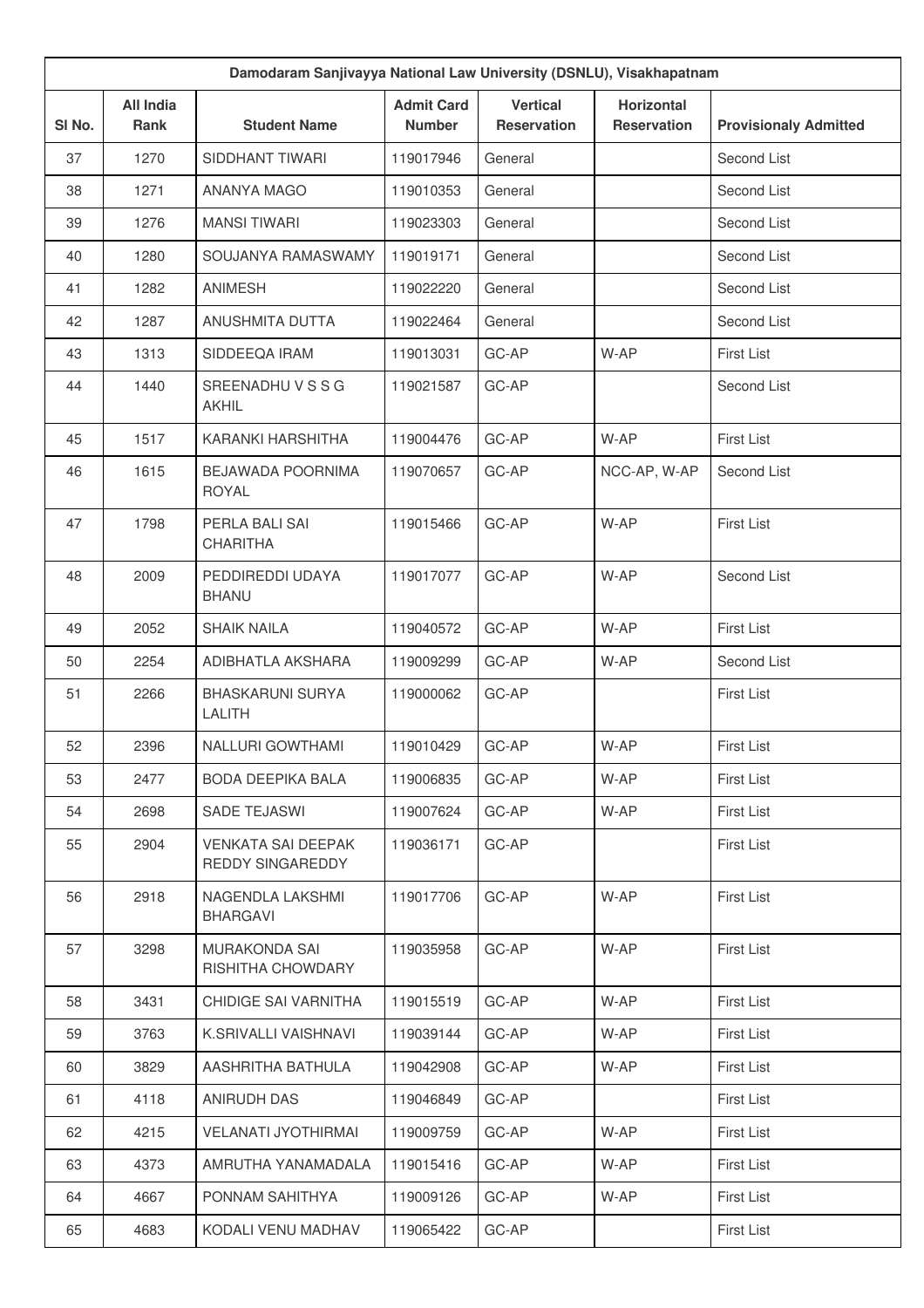| Damodaram Sanjivayya National Law University (DSNLU), Visakhapatnam | | | | | | |
|---|---|---|---|---|---|---|
| Sl No. | All India Rank | Student Name | Admit Card Number | Vertical Reservation | Horizontal Reservation | Provisionaly Admitted |
| 37 | 1270 | SIDDHANT TIWARI | 119017946 | General | | Second List |
| 38 | 1271 | ANANYA MAGO | 119010353 | General | | Second List |
| 39 | 1276 | MANSI TIWARI | 119023303 | General | | Second List |
| 40 | 1280 | SOUJANYA RAMASWAMY | 119019171 | General | | Second List |
| 41 | 1282 | ANIMESH | 119022220 | General | | Second List |
| 42 | 1287 | ANUSHMITA DUTTA | 119022464 | General | | Second List |
| 43 | 1313 | SIDDEEQA IRAM | 119013031 | GC-AP | W-AP | First List |
| 44 | 1440 | SREENADHU V S S G AKHIL | 119021587 | GC-AP | | Second List |
| 45 | 1517 | KARANKI HARSHITHA | 119004476 | GC-AP | W-AP | First List |
| 46 | 1615 | BEJAWADA POORNIMA ROYAL | 119070657 | GC-AP | NCC-AP, W-AP | Second List |
| 47 | 1798 | PERLA BALI SAI CHARITHA | 119015466 | GC-AP | W-AP | First List |
| 48 | 2009 | PEDDIREDDI UDAYA BHANU | 119017077 | GC-AP | W-AP | Second List |
| 49 | 2052 | SHAIK NAILA | 119040572 | GC-AP | W-AP | First List |
| 50 | 2254 | ADIBHATLA AKSHARA | 119009299 | GC-AP | W-AP | Second List |
| 51 | 2266 | BHASKARUNI SURYA LALITH | 119000062 | GC-AP | | First List |
| 52 | 2396 | NALLURI GOWTHAMI | 119010429 | GC-AP | W-AP | First List |
| 53 | 2477 | BODA DEEPIKA BALA | 119006835 | GC-AP | W-AP | First List |
| 54 | 2698 | SADE TEJASWI | 119007624 | GC-AP | W-AP | First List |
| 55 | 2904 | VENKATA SAI DEEPAK REDDY SINGAREDDY | 119036171 | GC-AP | | First List |
| 56 | 2918 | NAGENDLA LAKSHMI BHARGAVI | 119017706 | GC-AP | W-AP | First List |
| 57 | 3298 | MURAKONDA SAI RISHITHA CHOWDARY | 119035958 | GC-AP | W-AP | First List |
| 58 | 3431 | CHIDIGE SAI VARNITHA | 119015519 | GC-AP | W-AP | First List |
| 59 | 3763 | K.SRIVALLI VAISHNAVI | 119039144 | GC-AP | W-AP | First List |
| 60 | 3829 | AASHRITHA BATHULA | 119042908 | GC-AP | W-AP | First List |
| 61 | 4118 | ANIRUDH DAS | 119046849 | GC-AP | | First List |
| 62 | 4215 | VELANATI JYOTHIRMAI | 119009759 | GC-AP | W-AP | First List |
| 63 | 4373 | AMRUTHA YANAMADALA | 119015416 | GC-AP | W-AP | First List |
| 64 | 4667 | PONNAM SAHITHYA | 119009126 | GC-AP | W-AP | First List |
| 65 | 4683 | KODALI VENU MADHAV | 119065422 | GC-AP | | First List |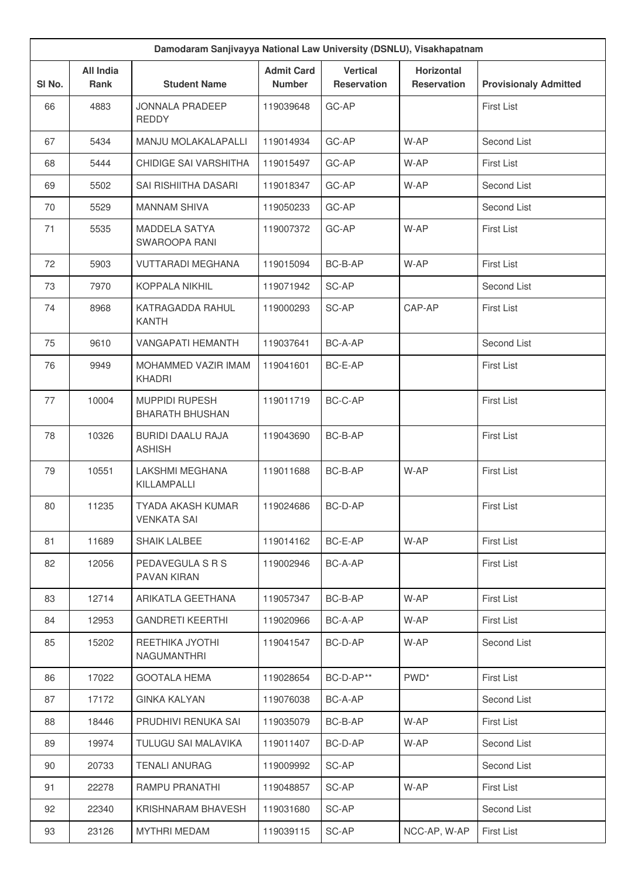| Damodaram Sanjivayya National Law University (DSNLU), Visakhapatnam | | | | | | |
|---|---|---|---|---|---|---|
| Sl No. | All India Rank | Student Name | Admit Card Number | Vertical Reservation | Horizontal Reservation | Provisionaly Admitted |
| 66 | 4883 | JONNALA PRADEEP REDDY | 119039648 | GC-AP | | First List |
| 67 | 5434 | MANJU MOLAKALAPALLI | 119014934 | GC-AP | W-AP | Second List |
| 68 | 5444 | CHIDIGE SAI VARSHITHA | 119015497 | GC-AP | W-AP | First List |
| 69 | 5502 | SAI RISHIITHA DASARI | 119018347 | GC-AP | W-AP | Second List |
| 70 | 5529 | MANNAM SHIVA | 119050233 | GC-AP | | Second List |
| 71 | 5535 | MADDELA SATYA SWAROOPA RANI | 119007372 | GC-AP | W-AP | First List |
| 72 | 5903 | VUTTARADI MEGHANA | 119015094 | BC-B-AP | W-AP | First List |
| 73 | 7970 | KOPPALA NIKHIL | 119071942 | SC-AP | | Second List |
| 74 | 8968 | KATRAGADDA RAHUL KANTH | 119000293 | SC-AP | CAP-AP | First List |
| 75 | 9610 | VANGAPATI HEMANTH | 119037641 | BC-A-AP | | Second List |
| 76 | 9949 | MOHAMMED VAZIR IMAM KHADRI | 119041601 | BC-E-AP | | First List |
| 77 | 10004 | MUPPIDI RUPESH BHARATH BHUSHAN | 119011719 | BC-C-AP | | First List |
| 78 | 10326 | BURIDI DAALU RAJA ASHISH | 119043690 | BC-B-AP | | First List |
| 79 | 10551 | LAKSHMI MEGHANA KILLAMPALLI | 119011688 | BC-B-AP | W-AP | First List |
| 80 | 11235 | TYADA AKASH KUMAR VENKATA SAI | 119024686 | BC-D-AP | | First List |
| 81 | 11689 | SHAIK LALBEE | 119014162 | BC-E-AP | W-AP | First List |
| 82 | 12056 | PEDAVEGULA S R S PAVAN KIRAN | 119002946 | BC-A-AP | | First List |
| 83 | 12714 | ARIKATLA GEETHANA | 119057347 | BC-B-AP | W-AP | First List |
| 84 | 12953 | GANDRETI KEERTHI | 119020966 | BC-A-AP | W-AP | First List |
| 85 | 15202 | REETHIKA JYOTHI NAGUMANTHRI | 119041547 | BC-D-AP | W-AP | Second List |
| 86 | 17022 | GOOTALA HEMA | 119028654 | BC-D-AP** | PWD* | First List |
| 87 | 17172 | GINKA KALYAN | 119076038 | BC-A-AP | | Second List |
| 88 | 18446 | PRUDHIVI RENUKA SAI | 119035079 | BC-B-AP | W-AP | First List |
| 89 | 19974 | TULUGU SAI MALAVIKA | 119011407 | BC-D-AP | W-AP | Second List |
| 90 | 20733 | TENALI ANURAG | 119009992 | SC-AP | | Second List |
| 91 | 22278 | RAMPU PRANATHI | 119048857 | SC-AP | W-AP | First List |
| 92 | 22340 | KRISHNARAM BHAVESH | 119031680 | SC-AP | | Second List |
| 93 | 23126 | MYTHRI MEDAM | 119039115 | SC-AP | NCC-AP, W-AP | First List |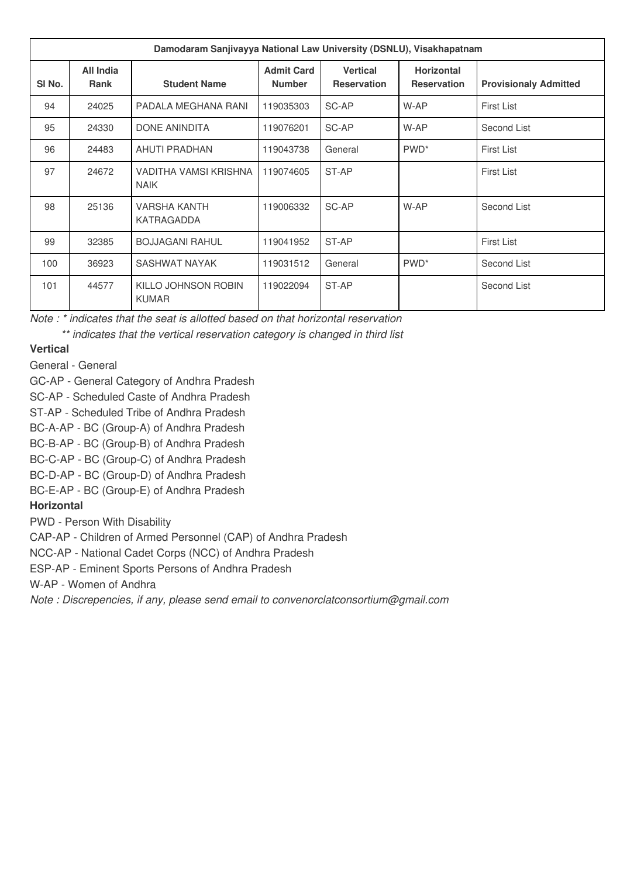| Damodaram Sanjivayya National Law University (DSNLU), Visakhapatnam | | | | | | |
|---|---|---|---|---|---|---|
| Sl No. | All India Rank | Student Name | Admit Card Number | Vertical Reservation | Horizontal Reservation | Provisionaly Admitted |
| 94 | 24025 | PADALA MEGHANA RANI | 119035303 | SC-AP | W-AP | First List |
| 95 | 24330 | DONE ANINDITA | 119076201 | SC-AP | W-AP | Second List |
| 96 | 24483 | AHUTI PRADHAN | 119043738 | General | PWD* | First List |
| 97 | 24672 | VADITHA VAMSI KRISHNA NAIK | 119074605 | ST-AP | | First List |
| 98 | 25136 | VARSHA KANTH KATRAGADDA | 119006332 | SC-AP | W-AP | Second List |
| 99 | 32385 | BOJJAGANI RAHUL | 119041952 | ST-AP | | First List |
| 100 | 36923 | SASHWAT NAYAK | 119031512 | General | PWD* | Second List |
| 101 | 44577 | KILLO JOHNSON ROBIN KUMAR | 119022094 | ST-AP | | Second List |

*Note : * indicates that the seat is allotted based on that horizontal reservation*

*** indicates that the vertical reservation category is changed in third list*

**Vertical**

General - General

GC-AP - General Category of Andhra Pradesh

SC-AP - Scheduled Caste of Andhra Pradesh

ST-AP - Scheduled Tribe of Andhra Pradesh

BC-A-AP - BC (Group-A) of Andhra Pradesh

BC-B-AP - BC (Group-B) of Andhra Pradesh

BC-C-AP - BC (Group-C) of Andhra Pradesh

BC-D-AP - BC (Group-D) of Andhra Pradesh

BC-E-AP - BC (Group-E) of Andhra Pradesh

**Horizontal**

PWD - Person With Disability

CAP-AP - Children of Armed Personnel (CAP) of Andhra Pradesh

NCC-AP - National Cadet Corps (NCC) of Andhra Pradesh

ESP-AP - Eminent Sports Persons of Andhra Pradesh

W-AP - Women of Andhra

*Note : Discrepencies, if any, please send email to convenorclatconsortium@gmail.com*